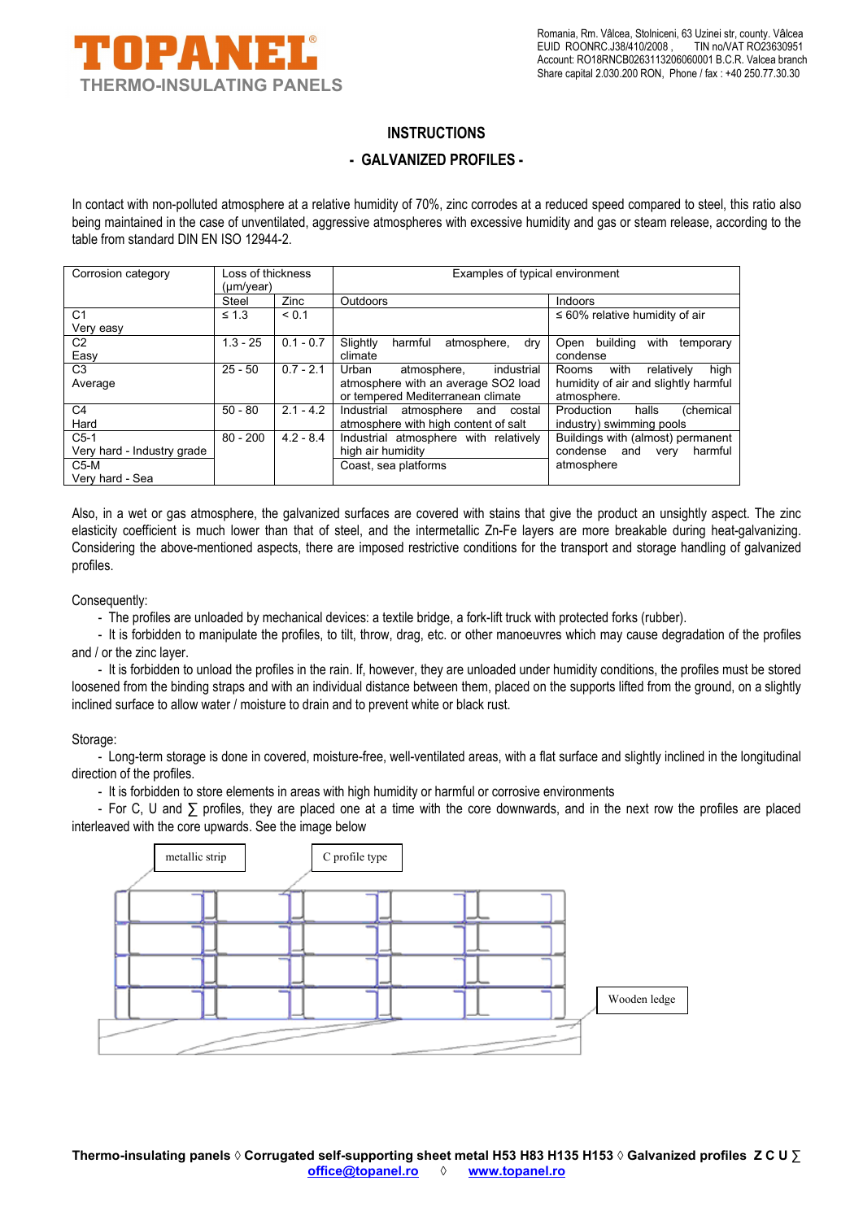# INSTRUCTIONS

## - GALVANIZED PROFILES -

In contact with non-polluted atmosphere at a relative humidity of 70%, zinc corrodes at a reduced speed compared to steel, this ratio also being maintained in the case of unventilated, aggressive atmospheres with excessive humidity and gas or steam release, according to the table from standard DIN EN ISO 12944-2.

| Corrosion category | Loss of thickness (µm/year) | | Examples of typical environment | |
|---|---|---|---|---|
| | Steel | Zinc | Outdoors | Indoors |
| C1 Very easy | ≤ 1.3 | < 0.1 | | ≤ 60% relative humidity of air |
| C2 Easy | 1.3 - 25 | 0.1 - 0.7 | Slightly harmful atmosphere, dry climate | Open building with temporary condense |
| C3 Average | 25 - 50 | 0.7 - 2.1 | Urban atmosphere, industrial atmosphere with an average SO2 load or tempered Mediterranean climate | Rooms with relatively high humidity of air and slightly harmful atmosphere. |
| C4 Hard | 50 - 80 | 2.1 - 4.2 | Industrial atmosphere and costal atmosphere with high content of salt | Production halls (chemical industry) swimming pools |
| C5-1 Very hard - Industry grade | 80 - 200 | 4.2 - 8.4 | Industrial atmosphere with relatively high air humidity | Buildings with (almost) permanent condense and very harmful atmosphere |
| C5-M Very hard - Sea | | | Coast, sea platforms | |

Also, in a wet or gas atmosphere, the galvanized surfaces are covered with stains that give the product an unsightly aspect. The zinc elasticity coefficient is much lower than that of steel, and the intermetallic Zn-Fe layers are more breakable during heat-galvanizing. Considering the above-mentioned aspects, there are imposed restrictive conditions for the transport and storage handling of galvanized profiles.

Consequently:

- The profiles are unloaded by mechanical devices: a textile bridge, a fork-lift truck with protected forks (rubber).
- It is forbidden to manipulate the profiles, to tilt, throw, drag, etc. or other manoeuvres which may cause degradation of the profiles and / or the zinc layer.
- It is forbidden to unload the profiles in the rain. If, however, they are unloaded under humidity conditions, the profiles must be stored loosened from the binding straps and with an individual distance between them, placed on the supports lifted from the ground, on a slightly inclined surface to allow water / moisture to drain and to prevent white or black rust.

Storage:

- Long-term storage is done in covered, moisture-free, well-ventilated areas, with a flat surface and slightly inclined in the longitudinal direction of the profiles.
- It is forbidden to store elements in areas with high humidity or harmful or corrosive environments
- For C, U and ∑ profiles, they are placed one at a time with the core downwards, and in the next row the profiles are placed interleaved with the core upwards. See the image below

metallic strip

C profile type

Wooden ledge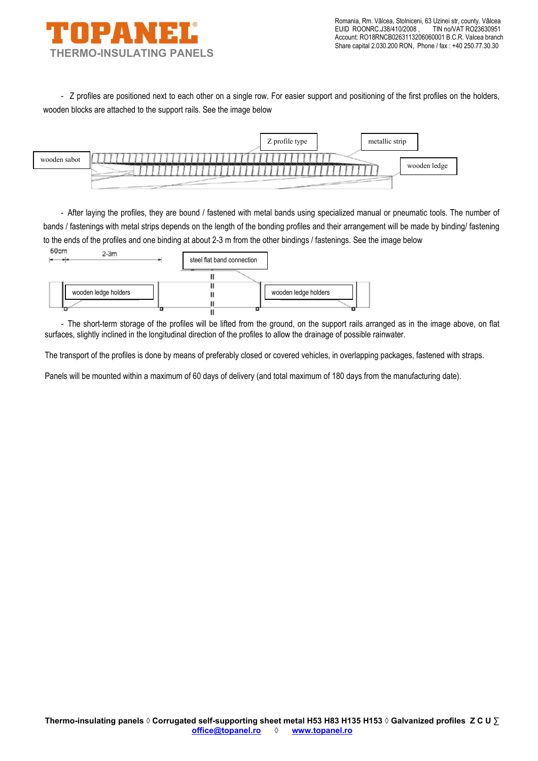- Z profiles are positioned next to each other on a single row. For easier support and positioning of the first profiles on the holders, wooden blocks are attached to the support rails. See the image below

Z profile type

metallic strip

wooden sabot

wooden ledge

- After laying the profiles, they are bound / fastened with metal bands using specialized manual or pneumatic tools. The number of bands / fastenings with metal strips depends on the length of the bonding profiles and their arrangement will be made by binding/ fastening to the ends of the profiles and one binding at about 2-3 m from the other bindings / fastenings. See the image below

50cm

2-3m

steel flat band connection

wooden ledge holders

wooden ledge holders

- The short-term storage of the profiles will be lifted from the ground, on the support rails arranged as in the image above, on flat surfaces, slightly inclined in the longitudinal direction of the profiles to allow the drainage of possible rainwater.

The transport of the profiles is done by means of preferably closed or covered vehicles, in overlapping packages, fastened with straps.

Panels will be mounted within a maximum of 60 days of delivery (and total maximum of 180 days from the manufacturing date).